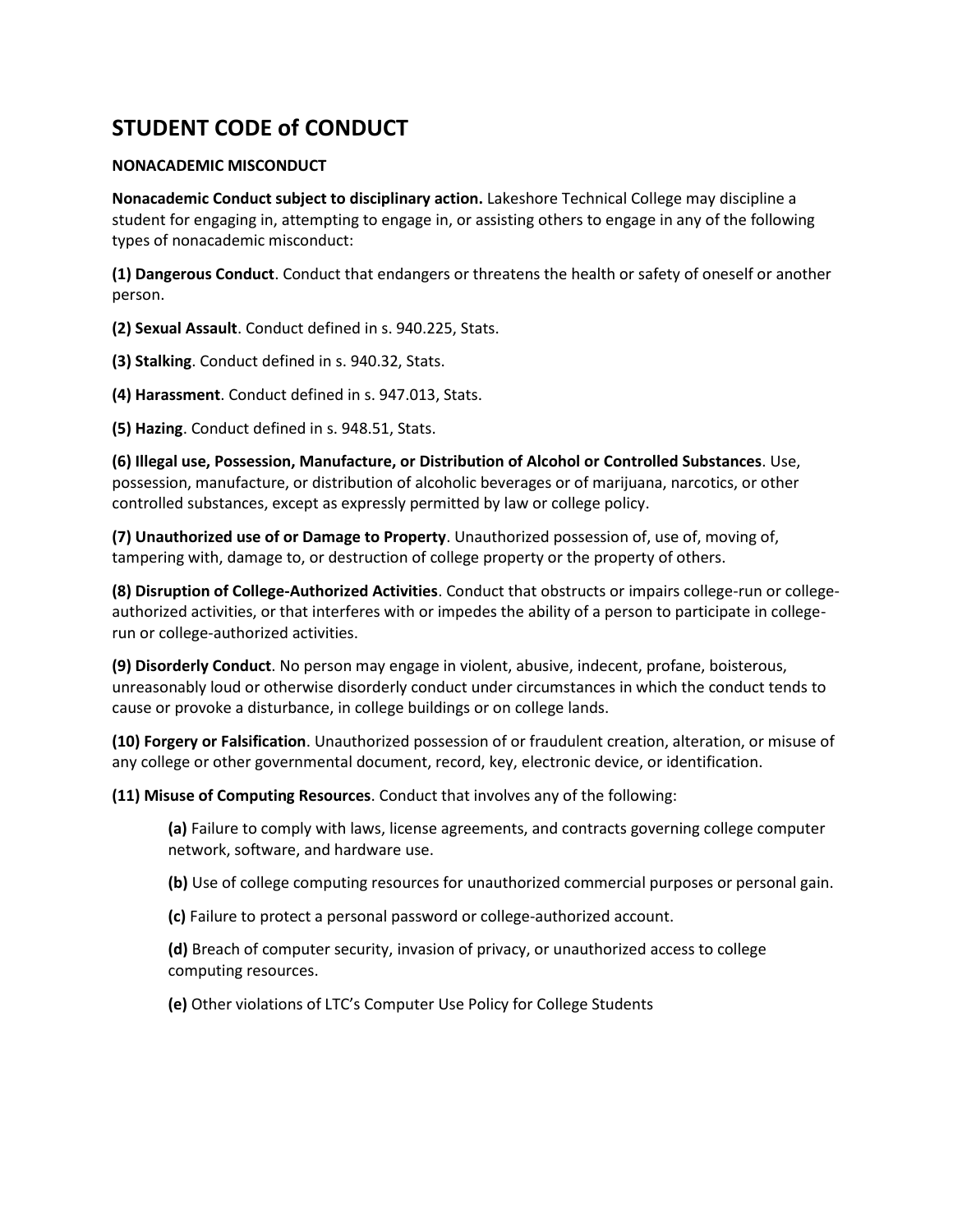# STUDENT CODE of CONDUCT

## NONACADEMIC MISCONDUCT

**Nonacademic Conduct subject to disciplinary action.** Lakeshore Technical College may discipline a student for engaging in, attempting to engage in, or assisting others to engage in any of the following types of nonacademic misconduct:

**(1) Dangerous Conduct**. Conduct that endangers or threatens the health or safety of oneself or another person.

**(2) Sexual Assault**. Conduct defined in s. 940.225, Stats.

**(3) Stalking**. Conduct defined in s. 940.32, Stats.

**(4) Harassment**. Conduct defined in s. 947.013, Stats.

**(5) Hazing**. Conduct defined in s. 948.51, Stats.

**(6) Illegal use, Possession, Manufacture, or Distribution of Alcohol or Controlled Substances**. Use, possession, manufacture, or distribution of alcoholic beverages or of marijuana, narcotics, or other controlled substances, except as expressly permitted by law or college policy.

**(7) Unauthorized use of or Damage to Property**. Unauthorized possession of, use of, moving of, tampering with, damage to, or destruction of college property or the property of others.

**(8) Disruption of College-Authorized Activities**. Conduct that obstructs or impairs college-run or college-authorized activities, or that interferes with or impedes the ability of a person to participate in college-run or college-authorized activities.

**(9) Disorderly Conduct**. No person may engage in violent, abusive, indecent, profane, boisterous, unreasonably loud or otherwise disorderly conduct under circumstances in which the conduct tends to cause or provoke a disturbance, in college buildings or on college lands.

**(10) Forgery or Falsification**. Unauthorized possession of or fraudulent creation, alteration, or misuse of any college or other governmental document, record, key, electronic device, or identification.

**(11) Misuse of Computing Resources**. Conduct that involves any of the following:

> **(a)** Failure to comply with laws, license agreements, and contracts governing college computer network, software, and hardware use.
>
> **(b)** Use of college computing resources for unauthorized commercial purposes or personal gain.
>
> **(c)** Failure to protect a personal password or college-authorized account.
>
> **(d)** Breach of computer security, invasion of privacy, or unauthorized access to college computing resources.
>
> **(e)** Other violations of LTC's Computer Use Policy for College Students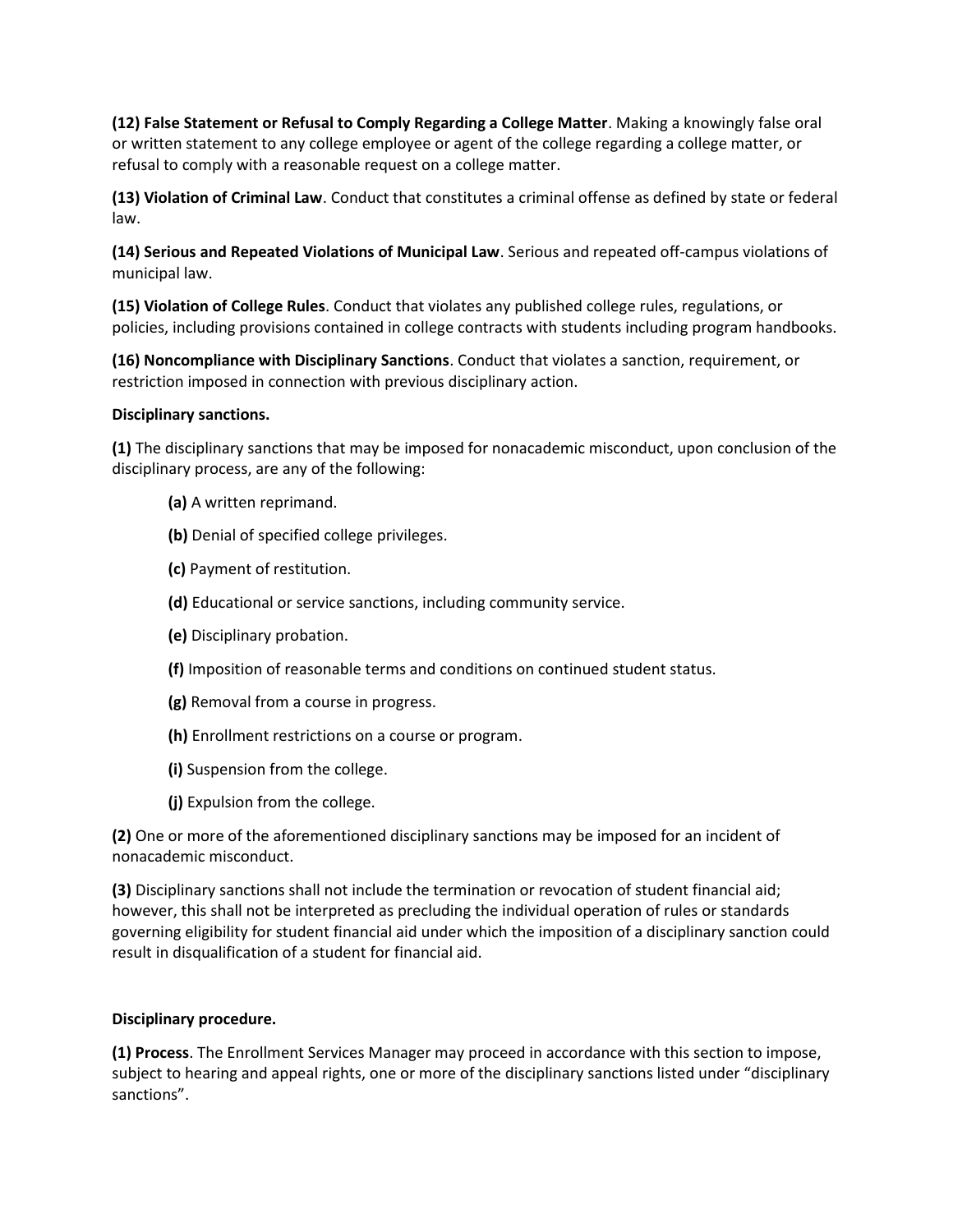**(12) False Statement or Refusal to Comply Regarding a College Matter**. Making a knowingly false oral or written statement to any college employee or agent of the college regarding a college matter, or refusal to comply with a reasonable request on a college matter.

**(13) Violation of Criminal Law**. Conduct that constitutes a criminal offense as defined by state or federal law.

**(14) Serious and Repeated Violations of Municipal Law**. Serious and repeated off-campus violations of municipal law.

**(15) Violation of College Rules**. Conduct that violates any published college rules, regulations, or policies, including provisions contained in college contracts with students including program handbooks.

**(16) Noncompliance with Disciplinary Sanctions**. Conduct that violates a sanction, requirement, or restriction imposed in connection with previous disciplinary action.

**Disciplinary sanctions.**

**(1)** The disciplinary sanctions that may be imposed for nonacademic misconduct, upon conclusion of the disciplinary process, are any of the following:

- **(a)** A written reprimand.
- **(b)** Denial of specified college privileges.
- **(c)** Payment of restitution.
- **(d)** Educational or service sanctions, including community service.
- **(e)** Disciplinary probation.
- **(f)** Imposition of reasonable terms and conditions on continued student status.
- **(g)** Removal from a course in progress.
- **(h)** Enrollment restrictions on a course or program.
- **(i)** Suspension from the college.
- **(j)** Expulsion from the college.

**(2)** One or more of the aforementioned disciplinary sanctions may be imposed for an incident of nonacademic misconduct.

**(3)** Disciplinary sanctions shall not include the termination or revocation of student financial aid; however, this shall not be interpreted as precluding the individual operation of rules or standards governing eligibility for student financial aid under which the imposition of a disciplinary sanction could result in disqualification of a student for financial aid.

**Disciplinary procedure.**

**(1) Process**. The Enrollment Services Manager may proceed in accordance with this section to impose, subject to hearing and appeal rights, one or more of the disciplinary sanctions listed under "disciplinary sanctions".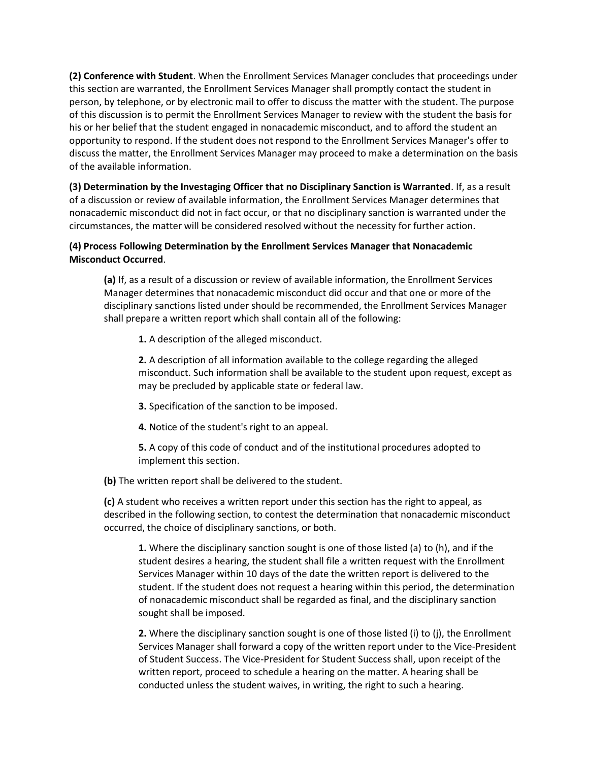**(2) Conference with Student**. When the Enrollment Services Manager concludes that proceedings under this section are warranted, the Enrollment Services Manager shall promptly contact the student in person, by telephone, or by electronic mail to offer to discuss the matter with the student. The purpose of this discussion is to permit the Enrollment Services Manager to review with the student the basis for his or her belief that the student engaged in nonacademic misconduct, and to afford the student an opportunity to respond. If the student does not respond to the Enrollment Services Manager's offer to discuss the matter, the Enrollment Services Manager may proceed to make a determination on the basis of the available information.

**(3) Determination by the Investaging Officer that no Disciplinary Sanction is Warranted**. If, as a result of a discussion or review of available information, the Enrollment Services Manager determines that nonacademic misconduct did not in fact occur, or that no disciplinary sanction is warranted under the circumstances, the matter will be considered resolved without the necessity for further action.

**(4) Process Following Determination by the Enrollment Services Manager that Nonacademic Misconduct Occurred**.

> **(a)** If, as a result of a discussion or review of available information, the Enrollment Services Manager determines that nonacademic misconduct did occur and that one or more of the disciplinary sanctions listed under should be recommended, the Enrollment Services Manager shall prepare a written report which shall contain all of the following:
>
> > **1.** A description of the alleged misconduct.
> >
> > **2.** A description of all information available to the college regarding the alleged misconduct. Such information shall be available to the student upon request, except as may be precluded by applicable state or federal law.
> >
> > **3.** Specification of the sanction to be imposed.
> >
> > **4.** Notice of the student's right to an appeal.
> >
> > **5.** A copy of this code of conduct and of the institutional procedures adopted to implement this section.
>
> **(b)** The written report shall be delivered to the student.
>
> **(c)** A student who receives a written report under this section has the right to appeal, as described in the following section, to contest the determination that nonacademic misconduct occurred, the choice of disciplinary sanctions, or both.
>
> > **1.** Where the disciplinary sanction sought is one of those listed (a) to (h), and if the student desires a hearing, the student shall file a written request with the Enrollment Services Manager within 10 days of the date the written report is delivered to the student. If the student does not request a hearing within this period, the determination of nonacademic misconduct shall be regarded as final, and the disciplinary sanction sought shall be imposed.
> >
> > **2.** Where the disciplinary sanction sought is one of those listed (i) to (j), the Enrollment Services Manager shall forward a copy of the written report under to the Vice-President of Student Success. The Vice-President for Student Success shall, upon receipt of the written report, proceed to schedule a hearing on the matter. A hearing shall be conducted unless the student waives, in writing, the right to such a hearing.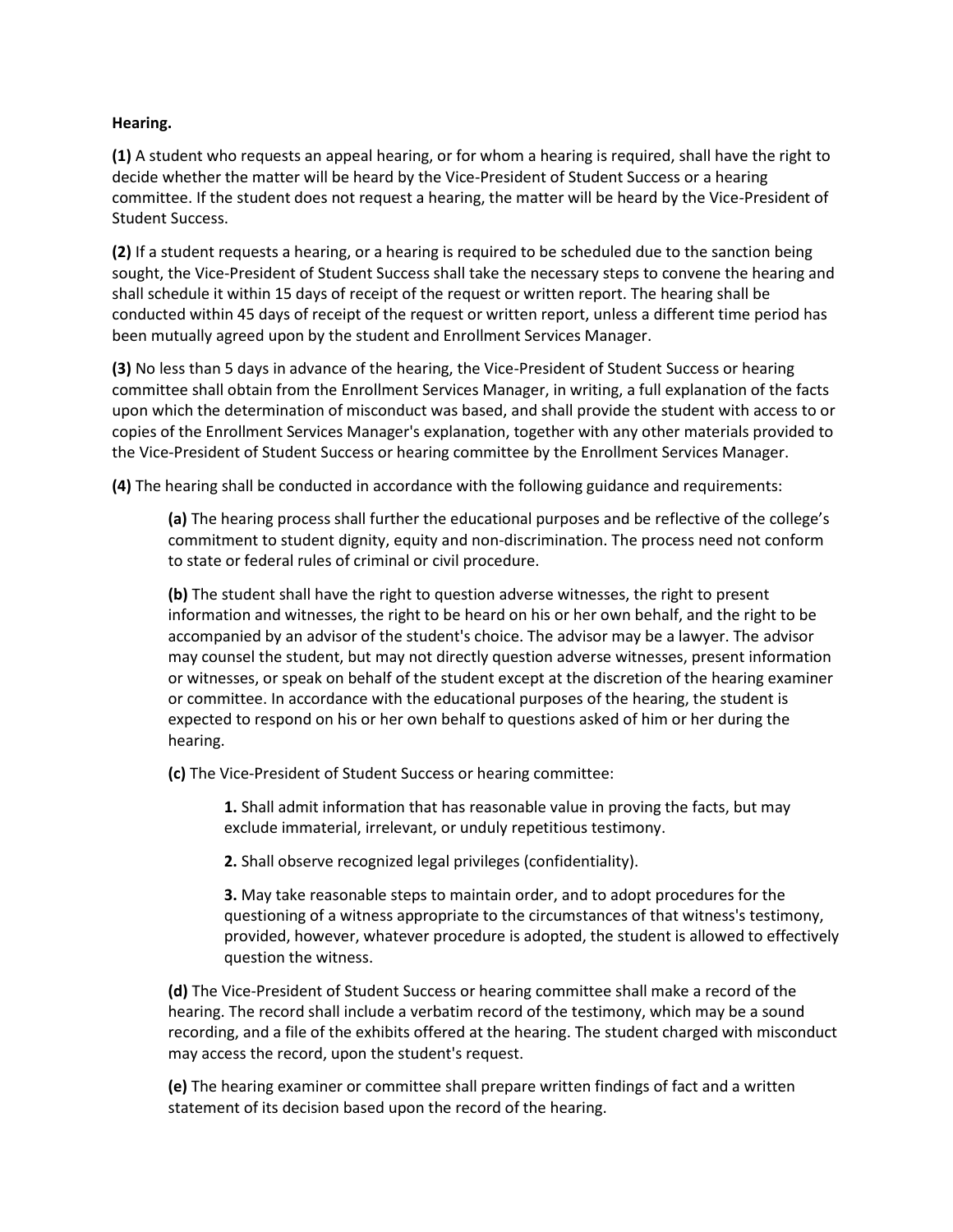**Hearing.**

**(1)** A student who requests an appeal hearing, or for whom a hearing is required, shall have the right to decide whether the matter will be heard by the Vice-President of Student Success or a hearing committee. If the student does not request a hearing, the matter will be heard by the Vice-President of Student Success.

**(2)** If a student requests a hearing, or a hearing is required to be scheduled due to the sanction being sought, the Vice-President of Student Success shall take the necessary steps to convene the hearing and shall schedule it within 15 days of receipt of the request or written report. The hearing shall be conducted within 45 days of receipt of the request or written report, unless a different time period has been mutually agreed upon by the student and Enrollment Services Manager.

**(3)** No less than 5 days in advance of the hearing, the Vice-President of Student Success or hearing committee shall obtain from the Enrollment Services Manager, in writing, a full explanation of the facts upon which the determination of misconduct was based, and shall provide the student with access to or copies of the Enrollment Services Manager's explanation, together with any other materials provided to the Vice-President of Student Success or hearing committee by the Enrollment Services Manager.

**(4)** The hearing shall be conducted in accordance with the following guidance and requirements:

> **(a)** The hearing process shall further the educational purposes and be reflective of the college's commitment to student dignity, equity and non-discrimination. The process need not conform to state or federal rules of criminal or civil procedure.
>
> **(b)** The student shall have the right to question adverse witnesses, the right to present information and witnesses, the right to be heard on his or her own behalf, and the right to be accompanied by an advisor of the student's choice. The advisor may be a lawyer. The advisor may counsel the student, but may not directly question adverse witnesses, present information or witnesses, or speak on behalf of the student except at the discretion of the hearing examiner or committee. In accordance with the educational purposes of the hearing, the student is expected to respond on his or her own behalf to questions asked of him or her during the hearing.
>
> **(c)** The Vice-President of Student Success or hearing committee:
>
> > **1.** Shall admit information that has reasonable value in proving the facts, but may exclude immaterial, irrelevant, or unduly repetitious testimony.
> >
> > **2.** Shall observe recognized legal privileges (confidentiality).
> >
> > **3.** May take reasonable steps to maintain order, and to adopt procedures for the questioning of a witness appropriate to the circumstances of that witness's testimony, provided, however, whatever procedure is adopted, the student is allowed to effectively question the witness.
>
> **(d)** The Vice-President of Student Success or hearing committee shall make a record of the hearing. The record shall include a verbatim record of the testimony, which may be a sound recording, and a file of the exhibits offered at the hearing. The student charged with misconduct may access the record, upon the student's request.
>
> **(e)** The hearing examiner or committee shall prepare written findings of fact and a written statement of its decision based upon the record of the hearing.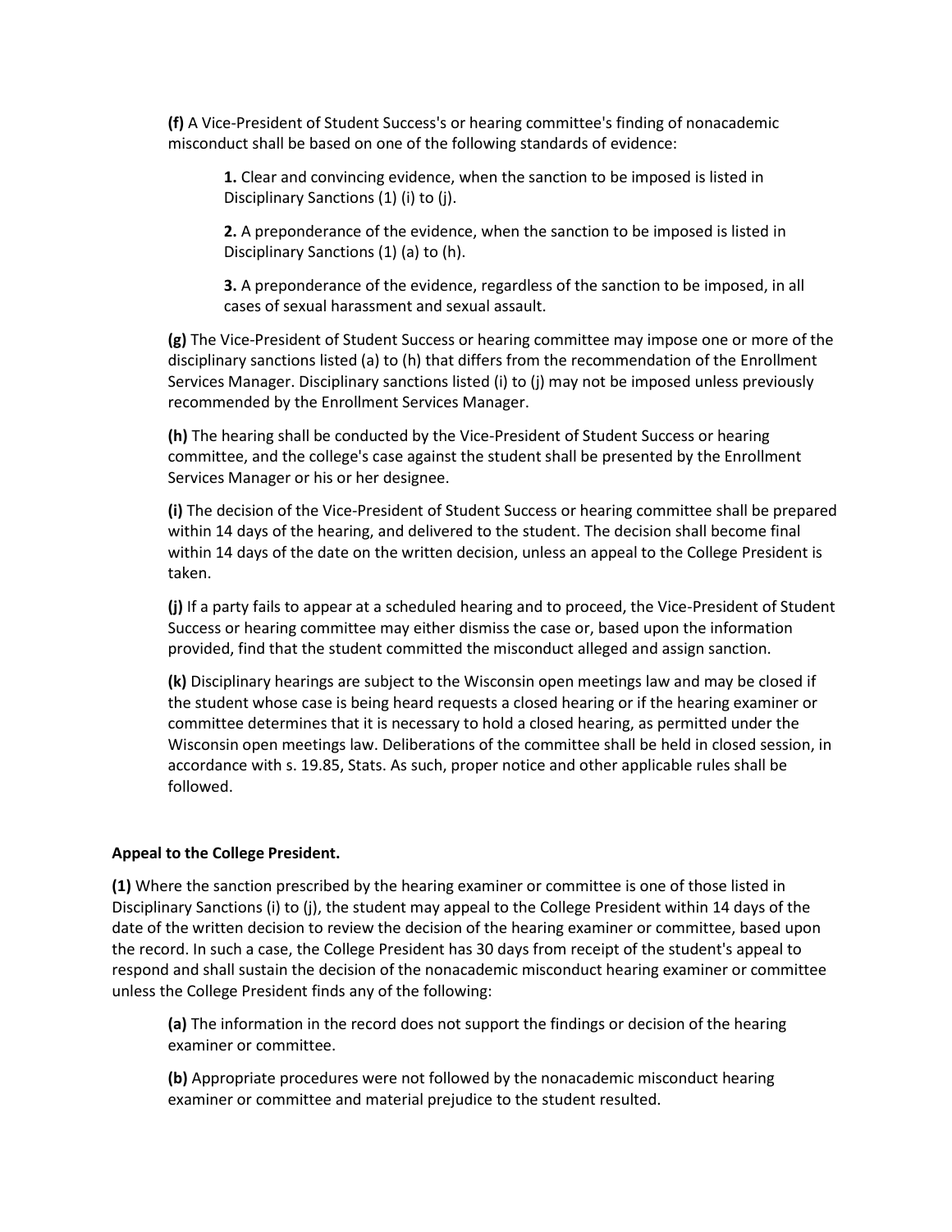**(f)** A Vice-President of Student Success's or hearing committee's finding of nonacademic misconduct shall be based on one of the following standards of evidence:

> **1.** Clear and convincing evidence, when the sanction to be imposed is listed in Disciplinary Sanctions (1) (i) to (j).
>
> **2.** A preponderance of the evidence, when the sanction to be imposed is listed in Disciplinary Sanctions (1) (a) to (h).
>
> **3.** A preponderance of the evidence, regardless of the sanction to be imposed, in all cases of sexual harassment and sexual assault.

**(g)** The Vice-President of Student Success or hearing committee may impose one or more of the disciplinary sanctions listed (a) to (h) that differs from the recommendation of the Enrollment Services Manager. Disciplinary sanctions listed (i) to (j) may not be imposed unless previously recommended by the Enrollment Services Manager.

**(h)** The hearing shall be conducted by the Vice-President of Student Success or hearing committee, and the college's case against the student shall be presented by the Enrollment Services Manager or his or her designee.

**(i)** The decision of the Vice-President of Student Success or hearing committee shall be prepared within 14 days of the hearing, and delivered to the student. The decision shall become final within 14 days of the date on the written decision, unless an appeal to the College President is taken.

**(j)** If a party fails to appear at a scheduled hearing and to proceed, the Vice-President of Student Success or hearing committee may either dismiss the case or, based upon the information provided, find that the student committed the misconduct alleged and assign sanction.

**(k)** Disciplinary hearings are subject to the Wisconsin open meetings law and may be closed if the student whose case is being heard requests a closed hearing or if the hearing examiner or committee determines that it is necessary to hold a closed hearing, as permitted under the Wisconsin open meetings law. Deliberations of the committee shall be held in closed session, in accordance with s. 19.85, Stats. As such, proper notice and other applicable rules shall be followed.

**Appeal to the College President.**

**(1)** Where the sanction prescribed by the hearing examiner or committee is one of those listed in Disciplinary Sanctions (i) to (j), the student may appeal to the College President within 14 days of the date of the written decision to review the decision of the hearing examiner or committee, based upon the record. In such a case, the College President has 30 days from receipt of the student's appeal to respond and shall sustain the decision of the nonacademic misconduct hearing examiner or committee unless the College President finds any of the following:

> **(a)** The information in the record does not support the findings or decision of the hearing examiner or committee.
>
> **(b)** Appropriate procedures were not followed by the nonacademic misconduct hearing examiner or committee and material prejudice to the student resulted.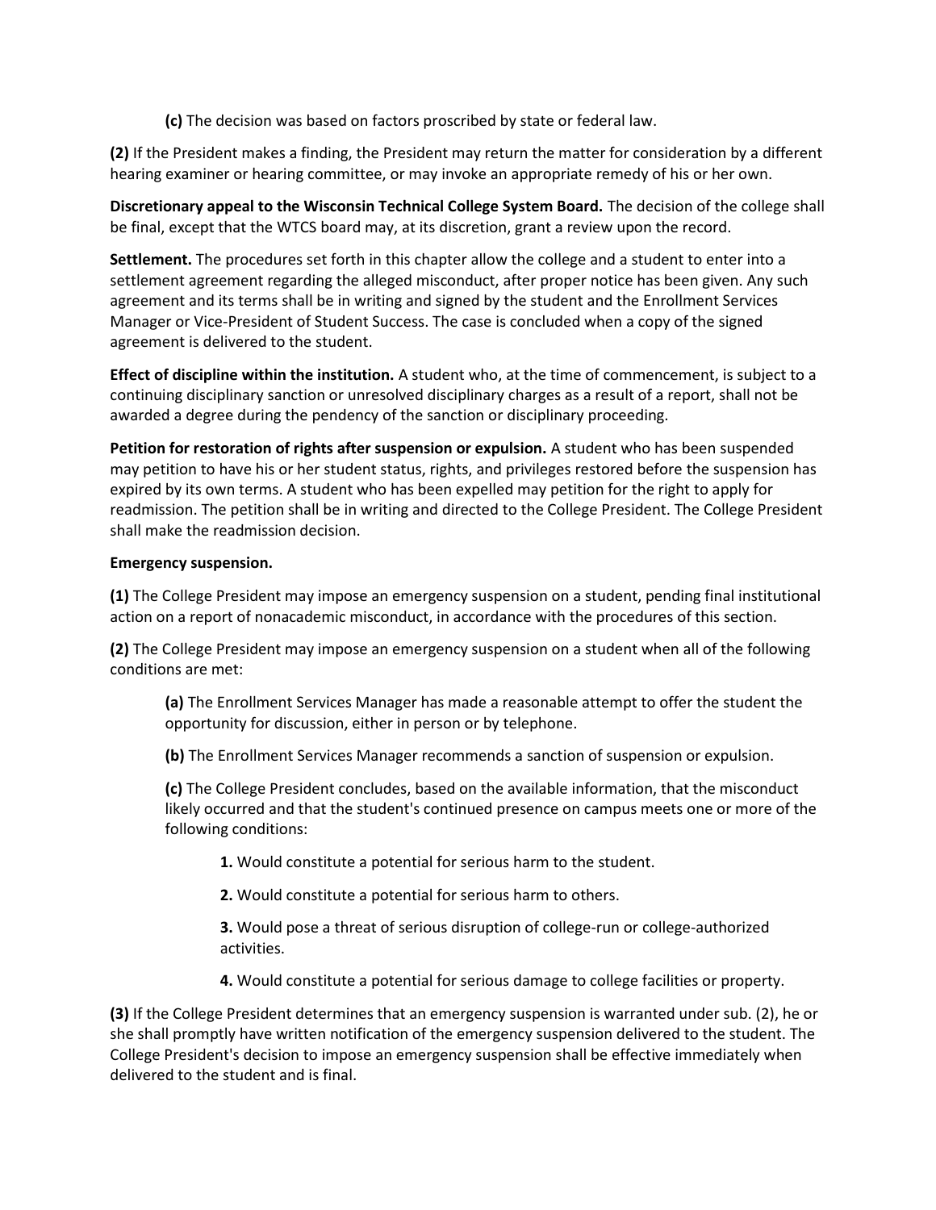(c) The decision was based on factors proscribed by state or federal law.

**(2)** If the President makes a finding, the President may return the matter for consideration by a different hearing examiner or hearing committee, or may invoke an appropriate remedy of his or her own.

**Discretionary appeal to the Wisconsin Technical College System Board.** The decision of the college shall be final, except that the WTCS board may, at its discretion, grant a review upon the record.

**Settlement.** The procedures set forth in this chapter allow the college and a student to enter into a settlement agreement regarding the alleged misconduct, after proper notice has been given. Any such agreement and its terms shall be in writing and signed by the student and the Enrollment Services Manager or Vice-President of Student Success. The case is concluded when a copy of the signed agreement is delivered to the student.

**Effect of discipline within the institution.** A student who, at the time of commencement, is subject to a continuing disciplinary sanction or unresolved disciplinary charges as a result of a report, shall not be awarded a degree during the pendency of the sanction or disciplinary proceeding.

**Petition for restoration of rights after suspension or expulsion.** A student who has been suspended may petition to have his or her student status, rights, and privileges restored before the suspension has expired by its own terms. A student who has been expelled may petition for the right to apply for readmission. The petition shall be in writing and directed to the College President. The College President shall make the readmission decision.

**Emergency suspension.**

**(1)** The College President may impose an emergency suspension on a student, pending final institutional action on a report of nonacademic misconduct, in accordance with the procedures of this section.

**(2)** The College President may impose an emergency suspension on a student when all of the following conditions are met:

> **(a)** The Enrollment Services Manager has made a reasonable attempt to offer the student the opportunity for discussion, either in person or by telephone.
>
> **(b)** The Enrollment Services Manager recommends a sanction of suspension or expulsion.
>
> **(c)** The College President concludes, based on the available information, that the misconduct likely occurred and that the student's continued presence on campus meets one or more of the following conditions:
>
> > **1.** Would constitute a potential for serious harm to the student.
> >
> > **2.** Would constitute a potential for serious harm to others.
> >
> > **3.** Would pose a threat of serious disruption of college-run or college-authorized activities.
> >
> > **4.** Would constitute a potential for serious damage to college facilities or property.

**(3)** If the College President determines that an emergency suspension is warranted under sub. (2), he or she shall promptly have written notification of the emergency suspension delivered to the student. The College President's decision to impose an emergency suspension shall be effective immediately when delivered to the student and is final.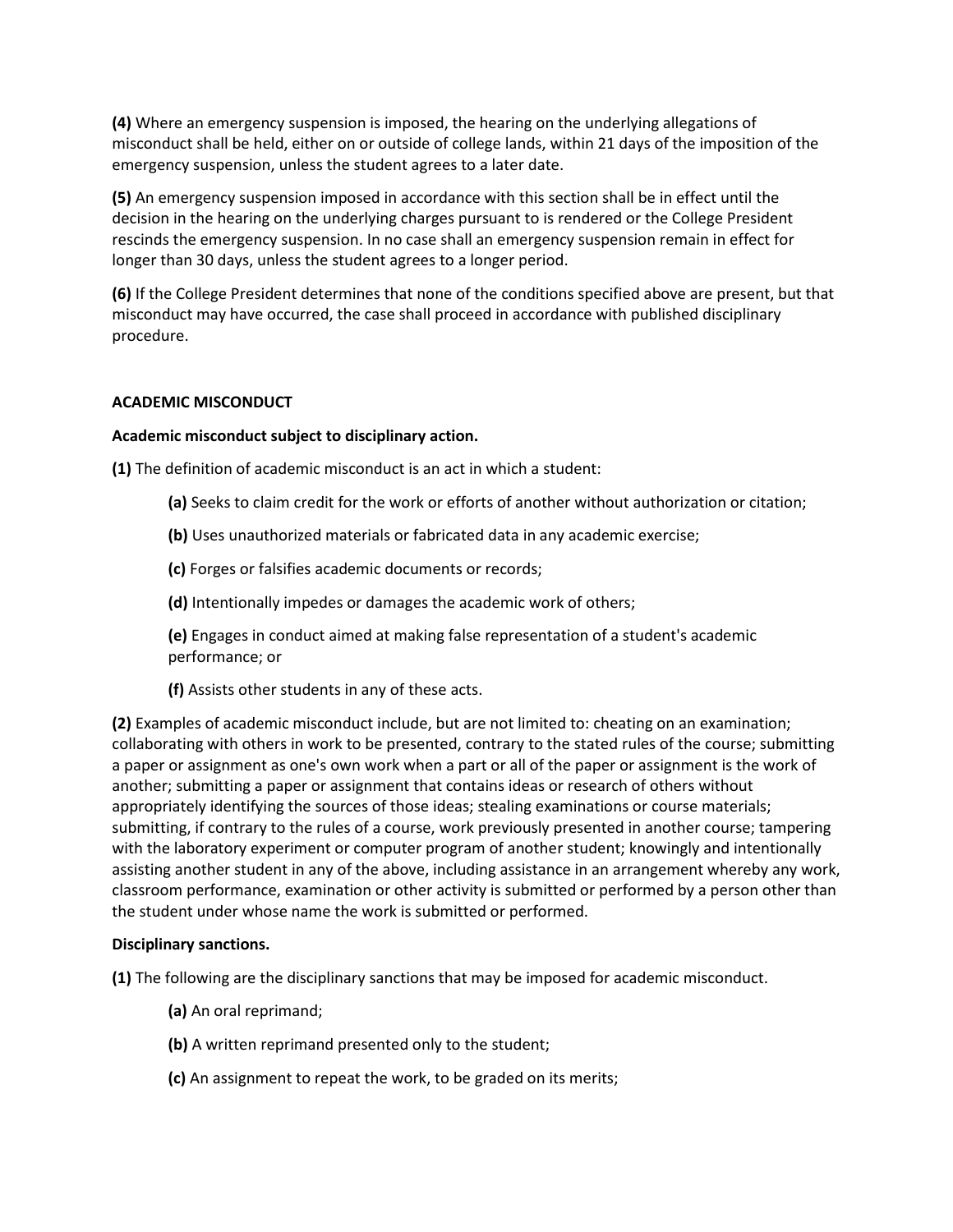**(4)** Where an emergency suspension is imposed, the hearing on the underlying allegations of misconduct shall be held, either on or outside of college lands, within 21 days of the imposition of the emergency suspension, unless the student agrees to a later date.

**(5)** An emergency suspension imposed in accordance with this section shall be in effect until the decision in the hearing on the underlying charges pursuant to is rendered or the College President rescinds the emergency suspension. In no case shall an emergency suspension remain in effect for longer than 30 days, unless the student agrees to a longer period.

**(6)** If the College President determines that none of the conditions specified above are present, but that misconduct may have occurred, the case shall proceed in accordance with published disciplinary procedure.

## ACADEMIC MISCONDUCT

### Academic misconduct subject to disciplinary action.

**(1)** The definition of academic misconduct is an act in which a student:

- **(a)** Seeks to claim credit for the work or efforts of another without authorization or citation;
- **(b)** Uses unauthorized materials or fabricated data in any academic exercise;
- **(c)** Forges or falsifies academic documents or records;
- **(d)** Intentionally impedes or damages the academic work of others;
- **(e)** Engages in conduct aimed at making false representation of a student's academic performance; or
- **(f)** Assists other students in any of these acts.

**(2)** Examples of academic misconduct include, but are not limited to: cheating on an examination; collaborating with others in work to be presented, contrary to the stated rules of the course; submitting a paper or assignment as one's own work when a part or all of the paper or assignment is the work of another; submitting a paper or assignment that contains ideas or research of others without appropriately identifying the sources of those ideas; stealing examinations or course materials; submitting, if contrary to the rules of a course, work previously presented in another course; tampering with the laboratory experiment or computer program of another student; knowingly and intentionally assisting another student in any of the above, including assistance in an arrangement whereby any work, classroom performance, examination or other activity is submitted or performed by a person other than the student under whose name the work is submitted or performed.

### Disciplinary sanctions.

**(1)** The following are the disciplinary sanctions that may be imposed for academic misconduct.

- **(a)** An oral reprimand;
- **(b)** A written reprimand presented only to the student;
- **(c)** An assignment to repeat the work, to be graded on its merits;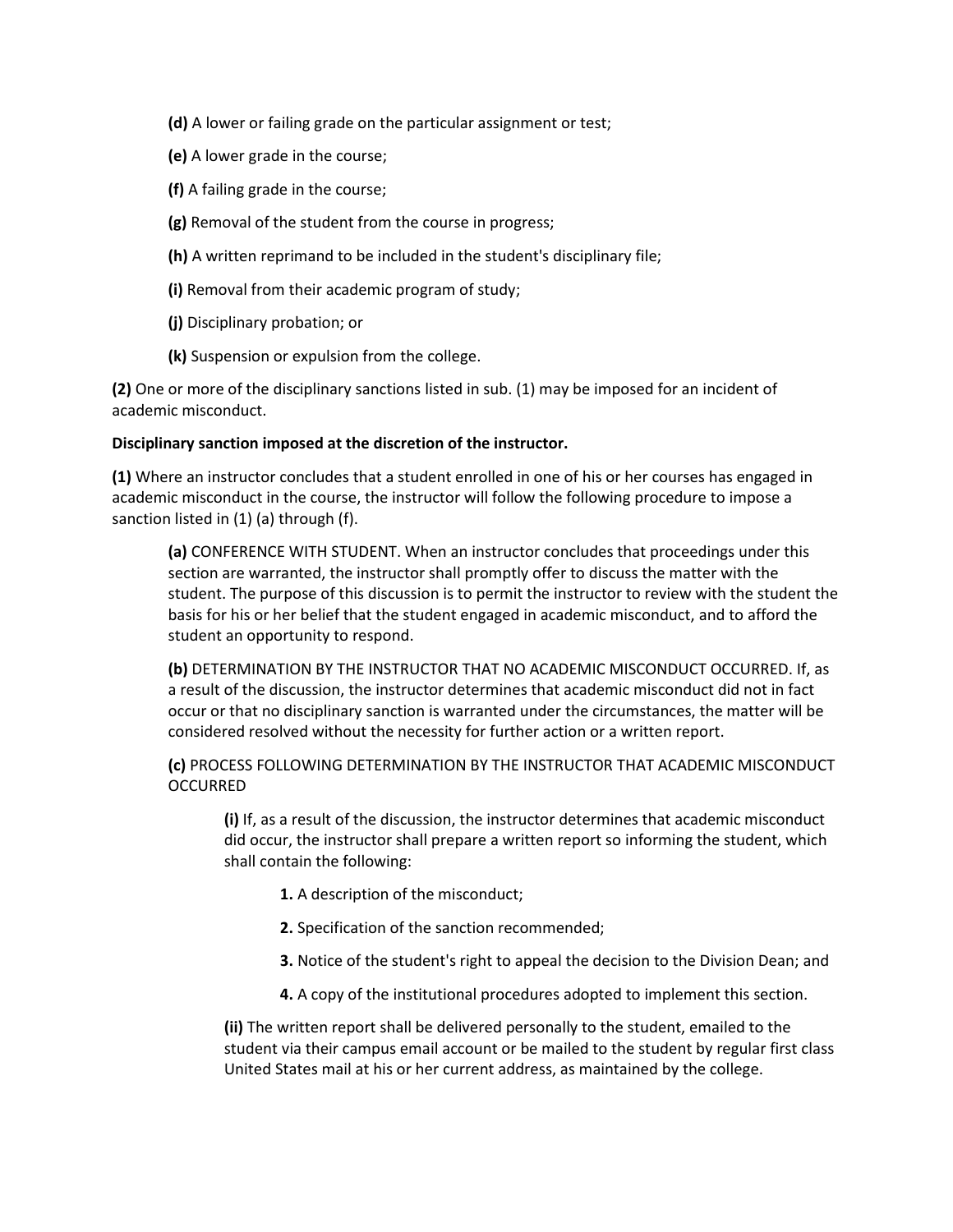**(d)** A lower or failing grade on the particular assignment or test;

**(e)** A lower grade in the course;

**(f)** A failing grade in the course;

**(g)** Removal of the student from the course in progress;

**(h)** A written reprimand to be included in the student's disciplinary file;

**(i)** Removal from their academic program of study;

**(j)** Disciplinary probation; or

**(k)** Suspension or expulsion from the college.

**(2)** One or more of the disciplinary sanctions listed in sub. (1) may be imposed for an incident of academic misconduct.

**Disciplinary sanction imposed at the discretion of the instructor.**

**(1)** Where an instructor concludes that a student enrolled in one of his or her courses has engaged in academic misconduct in the course, the instructor will follow the following procedure to impose a sanction listed in (1) (a) through (f).

**(a)** CONFERENCE WITH STUDENT. When an instructor concludes that proceedings under this section are warranted, the instructor shall promptly offer to discuss the matter with the student. The purpose of this discussion is to permit the instructor to review with the student the basis for his or her belief that the student engaged in academic misconduct, and to afford the student an opportunity to respond.

**(b)** DETERMINATION BY THE INSTRUCTOR THAT NO ACADEMIC MISCONDUCT OCCURRED. If, as a result of the discussion, the instructor determines that academic misconduct did not in fact occur or that no disciplinary sanction is warranted under the circumstances, the matter will be considered resolved without the necessity for further action or a written report.

**(c)** PROCESS FOLLOWING DETERMINATION BY THE INSTRUCTOR THAT ACADEMIC MISCONDUCT OCCURRED

**(i)** If, as a result of the discussion, the instructor determines that academic misconduct did occur, the instructor shall prepare a written report so informing the student, which shall contain the following:

**1.** A description of the misconduct;

**2.** Specification of the sanction recommended;

**3.** Notice of the student's right to appeal the decision to the Division Dean; and

**4.** A copy of the institutional procedures adopted to implement this section.

**(ii)** The written report shall be delivered personally to the student, emailed to the student via their campus email account or be mailed to the student by regular first class United States mail at his or her current address, as maintained by the college.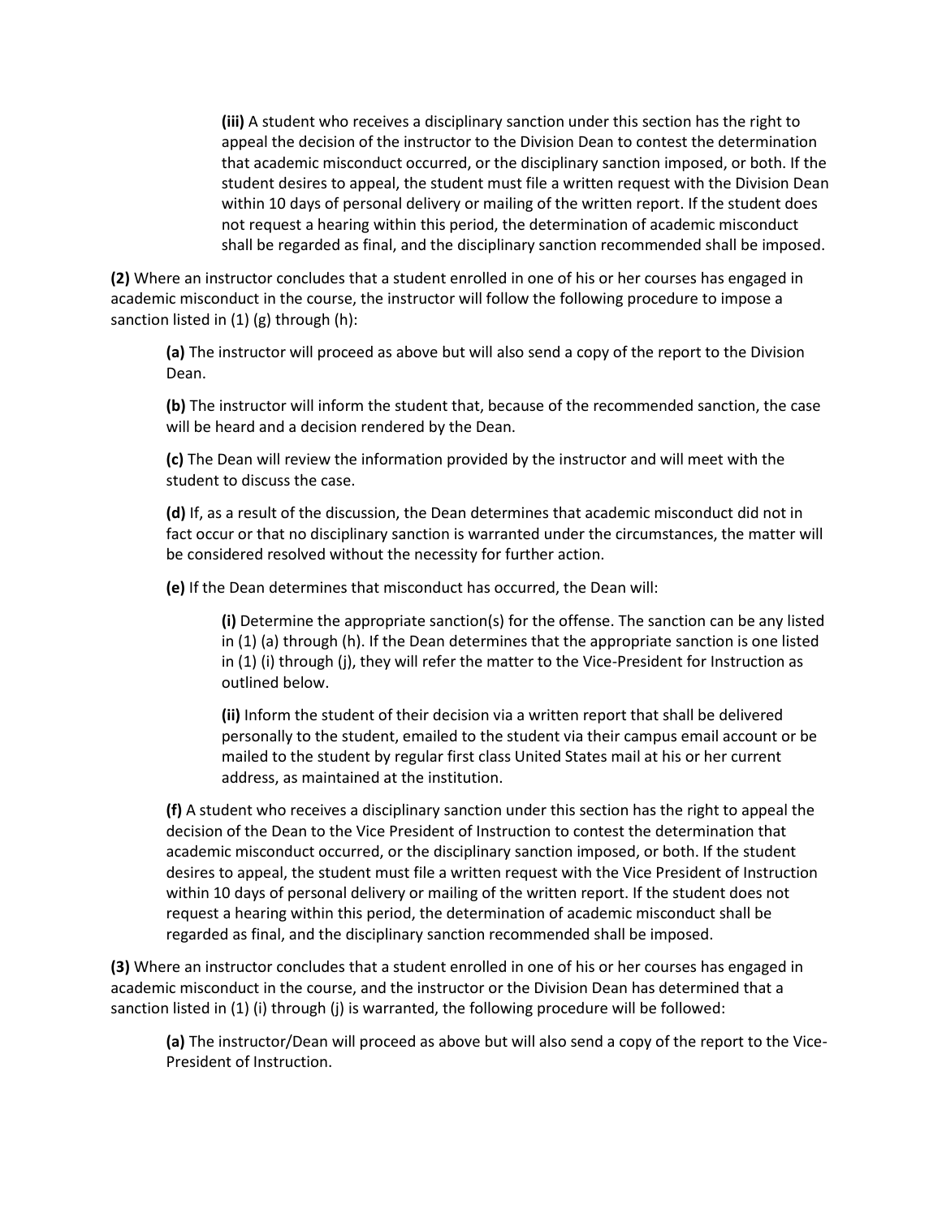**(iii)** A student who receives a disciplinary sanction under this section has the right to appeal the decision of the instructor to the Division Dean to contest the determination that academic misconduct occurred, or the disciplinary sanction imposed, or both. If the student desires to appeal, the student must file a written request with the Division Dean within 10 days of personal delivery or mailing of the written report. If the student does not request a hearing within this period, the determination of academic misconduct shall be regarded as final, and the disciplinary sanction recommended shall be imposed.

**(2)** Where an instructor concludes that a student enrolled in one of his or her courses has engaged in academic misconduct in the course, the instructor will follow the following procedure to impose a sanction listed in (1) (g) through (h):

**(a)** The instructor will proceed as above but will also send a copy of the report to the Division Dean.

**(b)** The instructor will inform the student that, because of the recommended sanction, the case will be heard and a decision rendered by the Dean.

**(c)** The Dean will review the information provided by the instructor and will meet with the student to discuss the case.

**(d)** If, as a result of the discussion, the Dean determines that academic misconduct did not in fact occur or that no disciplinary sanction is warranted under the circumstances, the matter will be considered resolved without the necessity for further action.

**(e)** If the Dean determines that misconduct has occurred, the Dean will:

**(i)** Determine the appropriate sanction(s) for the offense. The sanction can be any listed in (1) (a) through (h). If the Dean determines that the appropriate sanction is one listed in (1) (i) through (j), they will refer the matter to the Vice-President for Instruction as outlined below.

**(ii)** Inform the student of their decision via a written report that shall be delivered personally to the student, emailed to the student via their campus email account or be mailed to the student by regular first class United States mail at his or her current address, as maintained at the institution.

**(f)** A student who receives a disciplinary sanction under this section has the right to appeal the decision of the Dean to the Vice President of Instruction to contest the determination that academic misconduct occurred, or the disciplinary sanction imposed, or both. If the student desires to appeal, the student must file a written request with the Vice President of Instruction within 10 days of personal delivery or mailing of the written report. If the student does not request a hearing within this period, the determination of academic misconduct shall be regarded as final, and the disciplinary sanction recommended shall be imposed.

**(3)** Where an instructor concludes that a student enrolled in one of his or her courses has engaged in academic misconduct in the course, and the instructor or the Division Dean has determined that a sanction listed in (1) (i) through (j) is warranted, the following procedure will be followed:

**(a)** The instructor/Dean will proceed as above but will also send a copy of the report to the Vice-President of Instruction.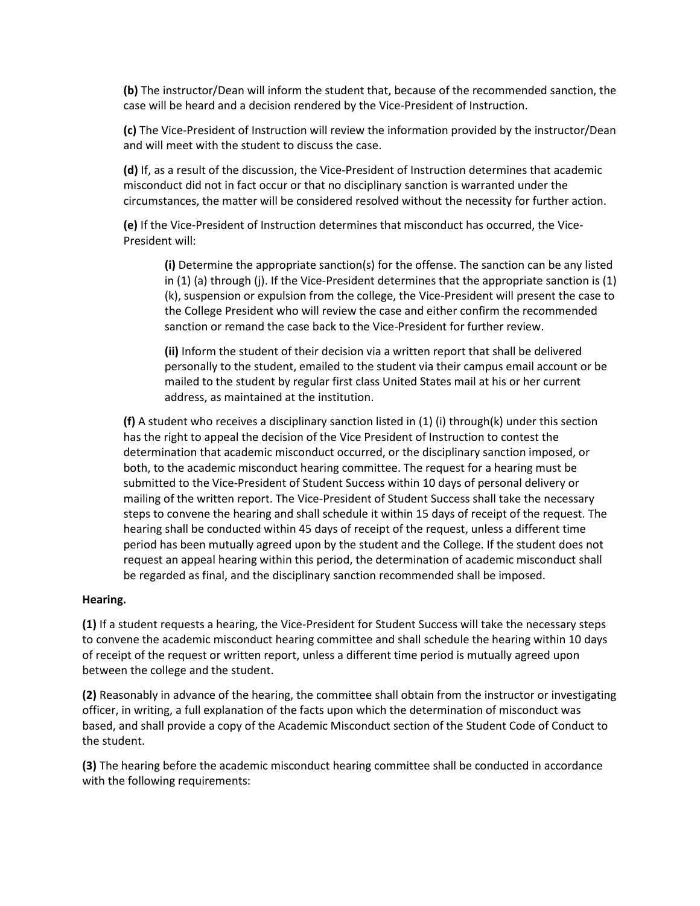**(b)** The instructor/Dean will inform the student that, because of the recommended sanction, the case will be heard and a decision rendered by the Vice-President of Instruction.

**(c)** The Vice-President of Instruction will review the information provided by the instructor/Dean and will meet with the student to discuss the case.

**(d)** If, as a result of the discussion, the Vice-President of Instruction determines that academic misconduct did not in fact occur or that no disciplinary sanction is warranted under the circumstances, the matter will be considered resolved without the necessity for further action.

**(e)** If the Vice-President of Instruction determines that misconduct has occurred, the Vice-President will:

> **(i)** Determine the appropriate sanction(s) for the offense. The sanction can be any listed in (1) (a) through (j). If the Vice-President determines that the appropriate sanction is (1) (k), suspension or expulsion from the college, the Vice-President will present the case to the College President who will review the case and either confirm the recommended sanction or remand the case back to the Vice-President for further review.
>
> **(ii)** Inform the student of their decision via a written report that shall be delivered personally to the student, emailed to the student via their campus email account or be mailed to the student by regular first class United States mail at his or her current address, as maintained at the institution.

**(f)** A student who receives a disciplinary sanction listed in (1) (i) through(k) under this section has the right to appeal the decision of the Vice President of Instruction to contest the determination that academic misconduct occurred, or the disciplinary sanction imposed, or both, to the academic misconduct hearing committee. The request for a hearing must be submitted to the Vice-President of Student Success within 10 days of personal delivery or mailing of the written report. The Vice-President of Student Success shall take the necessary steps to convene the hearing and shall schedule it within 15 days of receipt of the request. The hearing shall be conducted within 45 days of receipt of the request, unless a different time period has been mutually agreed upon by the student and the College. If the student does not request an appeal hearing within this period, the determination of academic misconduct shall be regarded as final, and the disciplinary sanction recommended shall be imposed.

**Hearing.**

**(1)** If a student requests a hearing, the Vice-President for Student Success will take the necessary steps to convene the academic misconduct hearing committee and shall schedule the hearing within 10 days of receipt of the request or written report, unless a different time period is mutually agreed upon between the college and the student.

**(2)** Reasonably in advance of the hearing, the committee shall obtain from the instructor or investigating officer, in writing, a full explanation of the facts upon which the determination of misconduct was based, and shall provide a copy of the Academic Misconduct section of the Student Code of Conduct to the student.

**(3)** The hearing before the academic misconduct hearing committee shall be conducted in accordance with the following requirements: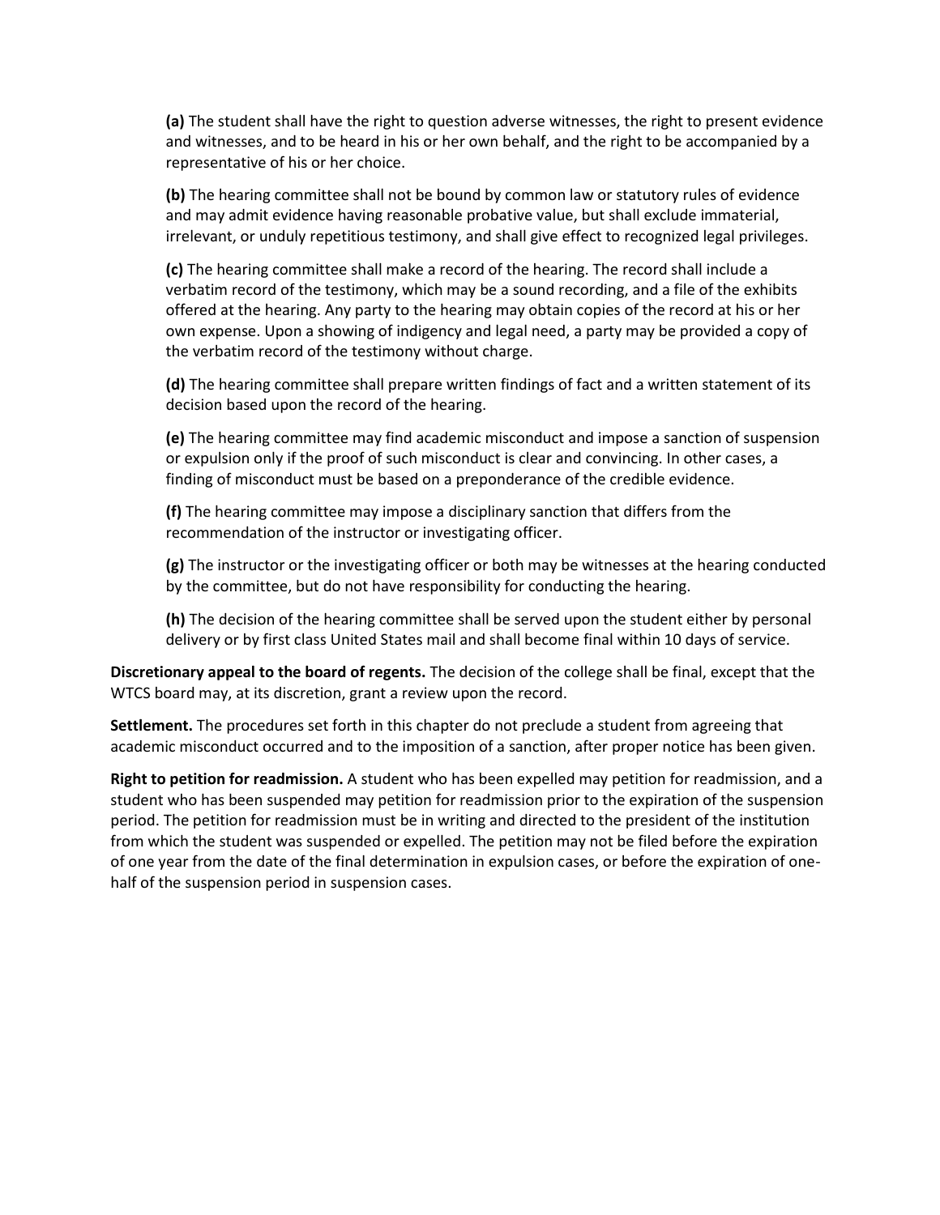**(a)** The student shall have the right to question adverse witnesses, the right to present evidence and witnesses, and to be heard in his or her own behalf, and the right to be accompanied by a representative of his or her choice.

**(b)** The hearing committee shall not be bound by common law or statutory rules of evidence and may admit evidence having reasonable probative value, but shall exclude immaterial, irrelevant, or unduly repetitious testimony, and shall give effect to recognized legal privileges.

**(c)** The hearing committee shall make a record of the hearing. The record shall include a verbatim record of the testimony, which may be a sound recording, and a file of the exhibits offered at the hearing. Any party to the hearing may obtain copies of the record at his or her own expense. Upon a showing of indigency and legal need, a party may be provided a copy of the verbatim record of the testimony without charge.

**(d)** The hearing committee shall prepare written findings of fact and a written statement of its decision based upon the record of the hearing.

**(e)** The hearing committee may find academic misconduct and impose a sanction of suspension or expulsion only if the proof of such misconduct is clear and convincing. In other cases, a finding of misconduct must be based on a preponderance of the credible evidence.

**(f)** The hearing committee may impose a disciplinary sanction that differs from the recommendation of the instructor or investigating officer.

**(g)** The instructor or the investigating officer or both may be witnesses at the hearing conducted by the committee, but do not have responsibility for conducting the hearing.

**(h)** The decision of the hearing committee shall be served upon the student either by personal delivery or by first class United States mail and shall become final within 10 days of service.

**Discretionary appeal to the board of regents.** The decision of the college shall be final, except that the WTCS board may, at its discretion, grant a review upon the record.

**Settlement.** The procedures set forth in this chapter do not preclude a student from agreeing that academic misconduct occurred and to the imposition of a sanction, after proper notice has been given.

**Right to petition for readmission.** A student who has been expelled may petition for readmission, and a student who has been suspended may petition for readmission prior to the expiration of the suspension period. The petition for readmission must be in writing and directed to the president of the institution from which the student was suspended or expelled. The petition may not be filed before the expiration of one year from the date of the final determination in expulsion cases, or before the expiration of one-half of the suspension period in suspension cases.